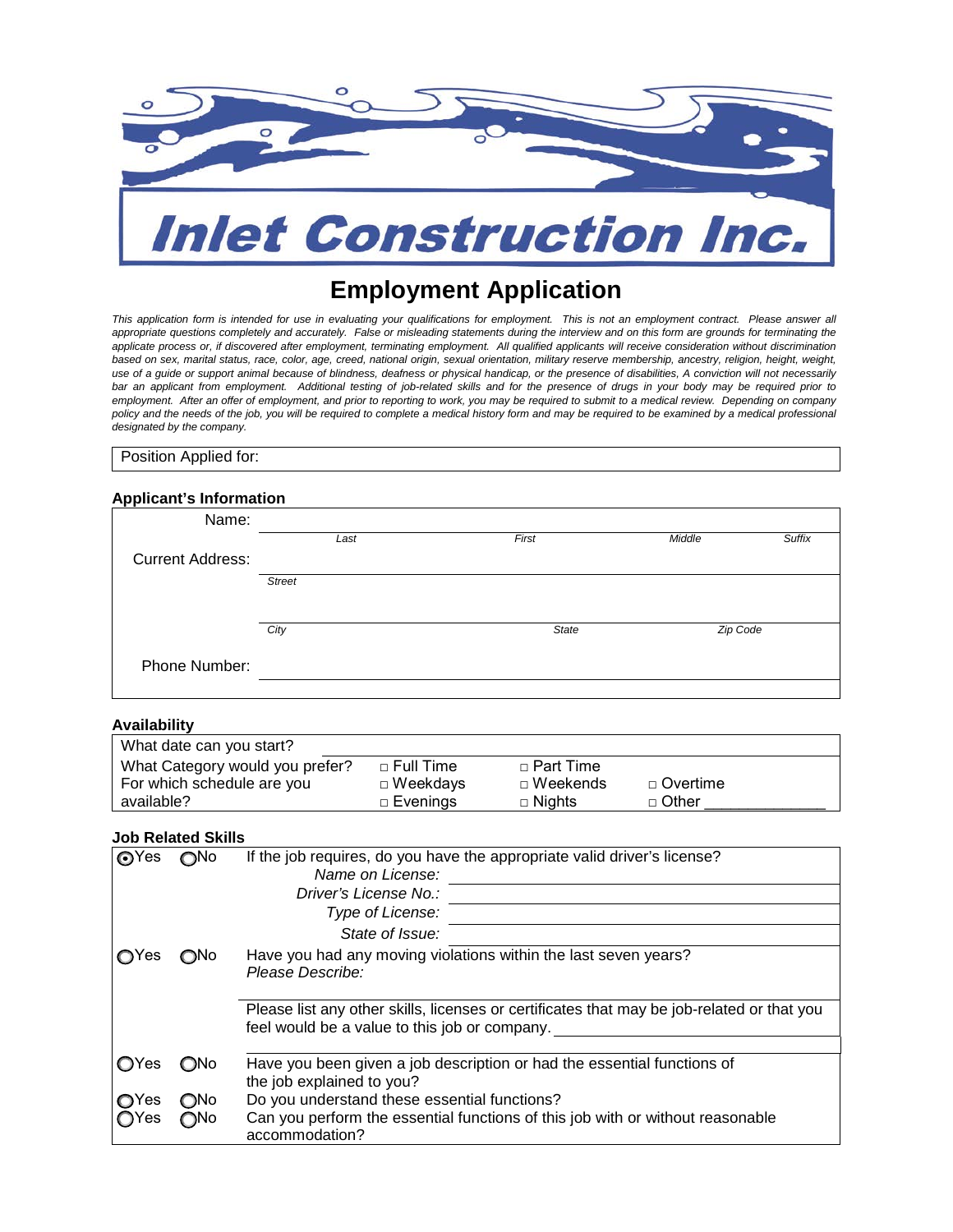# Inlet Construction Inc.

## Employment Application

*This application form is intended for use in evaluating your qualifications for employment. This is not an employment contract. Please answer all appropriate questions completely and accurately. False or misleading statements during the interview and on this form are grounds for terminating the applicate process or, if discovered after employment, terminating employment. All qualified applicants will receive consideration without discrimination based on sex, marital status, race, color, age, creed, national origin, sexual orientation, military reserve membership, ancestry, religion, height, weight, use of a guide or support animal because of blindness, deafness or physical handicap, or the presence of disabilities, A conviction will not necessarily bar an applicant from employment. Additional testing of job-related skills and for the presence of drugs in your body may be required prior to employment. After an offer of employment, and prior to reporting to work, you may be required to submit to a medical review. Depending on company policy and the needs of the job, you will be required to complete a medical history form and may be required to be examined by a medical professional designated by the company.*

Position Applied for:

**Applicant's Information**

| | | | | |
|---|---|---|---|---|
| Name: | | | | |
| | *Last* | *First* | *Middle* | *Suffix* |
| Current Address: | | | | |
| | *Street* | | | |
| | *City* | *State* | *Zip Code* | |
| Phone Number: | | | | |

**Availability**

| | | | |
|---|---|---|---|
| What date can you start? | | | |
| What Category would you prefer? | □ Full Time | □ Part Time | |
| For which schedule are you available? | □ Weekdays | □ Weekends | □ Overtime |
| | □ Evenings | □ Nights | □ Other ______________ |

**Job Related Skills**

| | | |
|---|---|---|
| ◉Yes | ○No | If the job requires, do you have the appropriate valid driver's license? |
| | | *Name on License:* |
| | | *Driver's License No.:* |
| | | *Type of License:* |
| | | *State of Issue:* |
| ○Yes | ○No | Have you had any moving violations within the last seven years? *Please Describe:* |
| | | Please list any other skills, licenses or certificates that may be job-related or that you feel would be a value to this job or company. |
| ○Yes | ○No | Have you been given a job description or had the essential functions of the job explained to you? |
| ○Yes | ○No | Do you understand these essential functions? |
| ○Yes | ○No | Can you perform the essential functions of this job with or without reasonable accommodation? |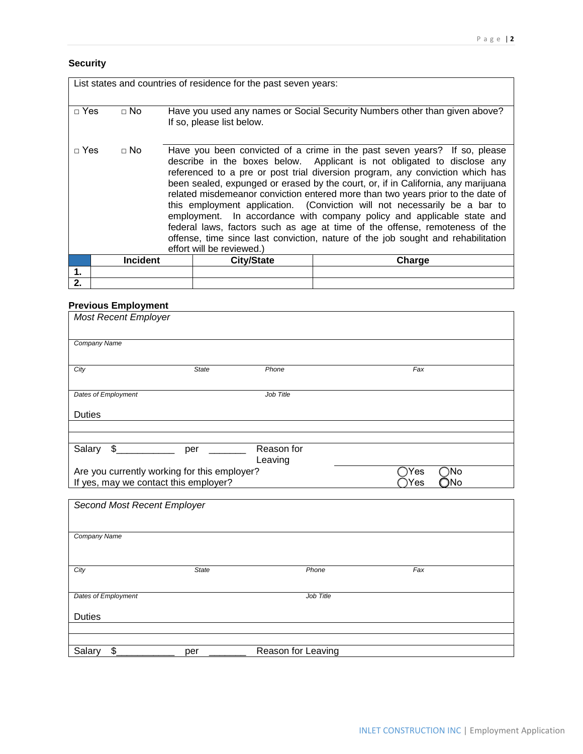## Security

List states and countries of residence for the past seven years:

□ Yes □ No Have you used any names or Social Security Numbers other than given above? If so, please list below.

□ Yes □ No Have you been convicted of a crime in the past seven years? If so, please describe in the boxes below. Applicant is not obligated to disclose any referenced to a pre or post trial diversion program, any conviction which has been sealed, expunged or erased by the court, or, if in California, any marijuana related misdemeanor conviction entered more than two years prior to the date of this employment application. (Conviction will not necessarily be a bar to employment. In accordance with company policy and applicable state and federal laws, factors such as age at time of the offense, remoteness of the offense, time since last conviction, nature of the job sought and rehabilitation effort will be reviewed.)

| | Incident | City/State | Charge |
|---|---|---|---|
| **1.** | | | |
| **2.** | | | |

## Previous Employment

*Most Recent Employer*

*Company Name*

*City* *State* *Phone* *Fax*

*Dates of Employment* *Job Title*

Duties

Salary $___________ per _______ Reason for Leaving

Are you currently working for this employer? ◯Yes ◯No

If yes, may we contact this employer? ◯Yes ◯No

*Second Most Recent Employer*

*Company Name*

*City* *State* *Phone* *Fax*

*Dates of Employment* *Job Title*

Duties

Salary $___________ per _______ Reason for Leaving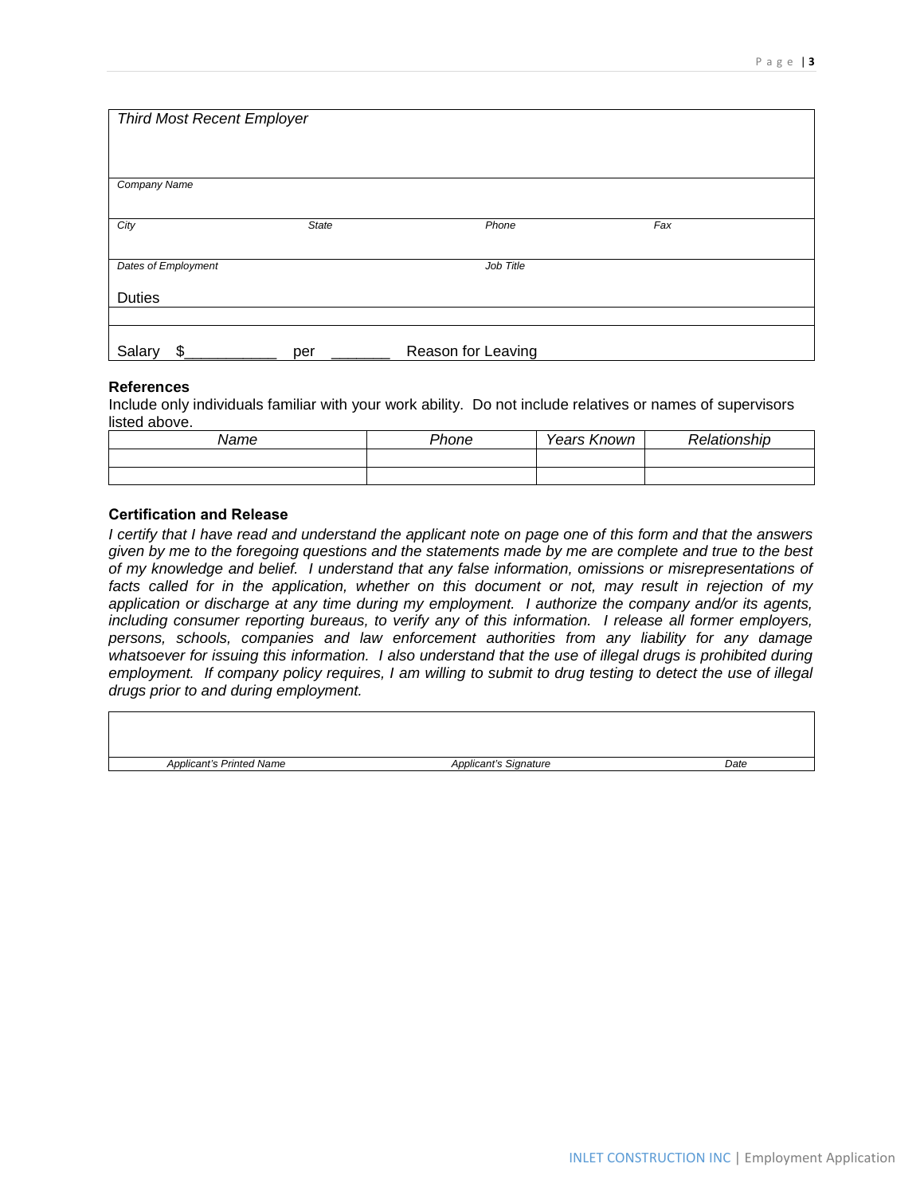*Third Most Recent Employer*

| | | | |
|---|---|---|---|
| *Company Name* | | | |
| *City* | *State* | *Phone* | *Fax* |
| *Dates of Employment* | | *Job Title* | |
| Duties | | | |
| | | | |
| Salary $___________ per _______ | | Reason for Leaving | |

**References**

Include only individuals familiar with your work ability. Do not include relatives or names of supervisors listed above.

| *Name* | *Phone* | *Years Known* | *Relationship* |
|---|---|---|---|
| | | | |
| | | | |

**Certification and Release**

*I certify that I have read and understand the applicant note on page one of this form and that the answers given by me to the foregoing questions and the statements made by me are complete and true to the best of my knowledge and belief. I understand that any false information, omissions or misrepresentations of facts called for in the application, whether on this document or not, may result in rejection of my application or discharge at any time during my employment. I authorize the company and/or its agents, including consumer reporting bureaus, to verify any of this information. I release all former employers, persons, schools, companies and law enforcement authorities from any liability for any damage whatsoever for issuing this information. I also understand that the use of illegal drugs is prohibited during employment. If company policy requires, I am willing to submit to drug testing to detect the use of illegal drugs prior to and during employment.*

| | | |
|---|---|---|
| | | |
| *Applicant's Printed Name* | *Applicant's Signature* | *Date* |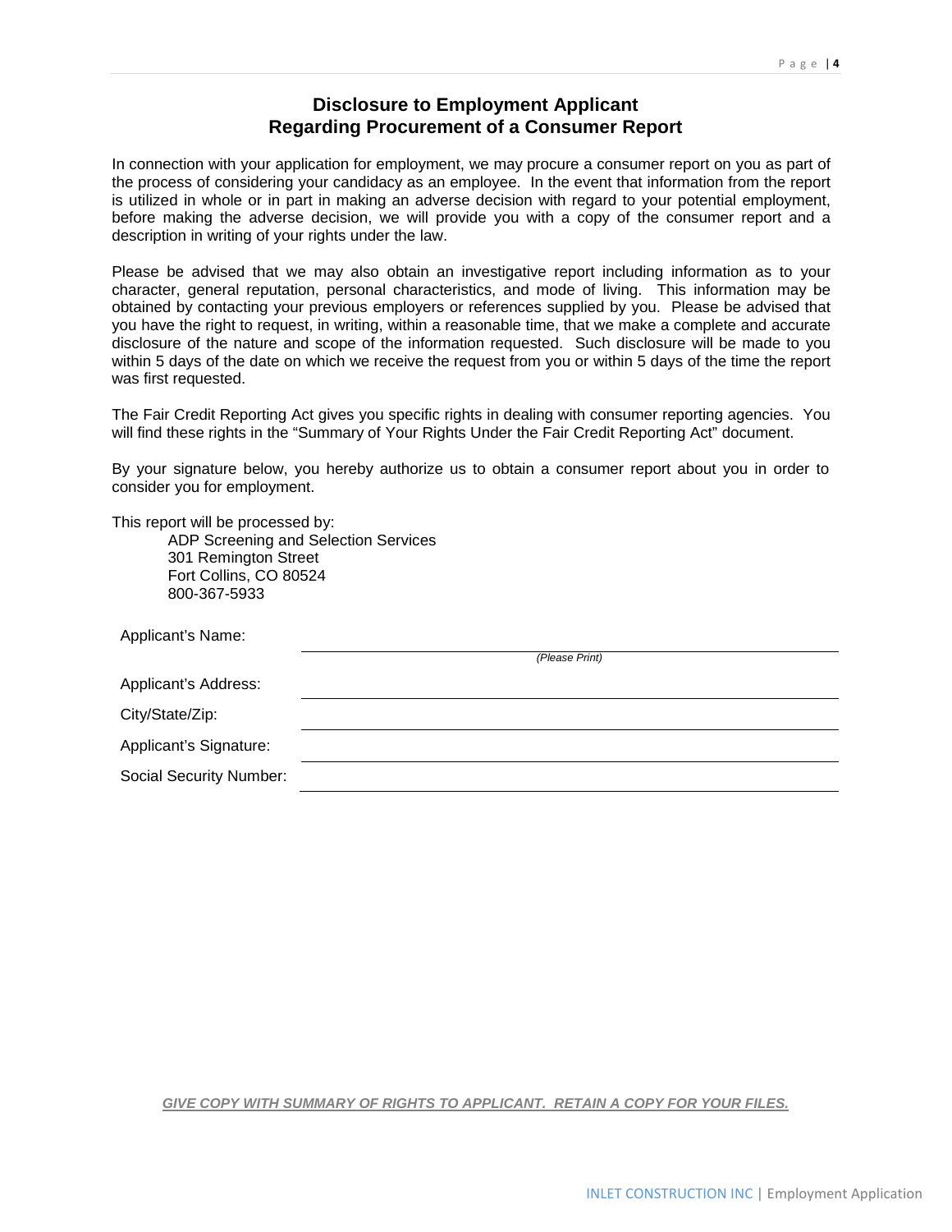## Disclosure to Employment Applicant
## Regarding Procurement of a Consumer Report

In connection with your application for employment, we may procure a consumer report on you as part of the process of considering your candidacy as an employee. In the event that information from the report is utilized in whole or in part in making an adverse decision with regard to your potential employment, before making the adverse decision, we will provide you with a copy of the consumer report and a description in writing of your rights under the law.

Please be advised that we may also obtain an investigative report including information as to your character, general reputation, personal characteristics, and mode of living. This information may be obtained by contacting your previous employers or references supplied by you. Please be advised that you have the right to request, in writing, within a reasonable time, that we make a complete and accurate disclosure of the nature and scope of the information requested. Such disclosure will be made to you within 5 days of the date on which we receive the request from you or within 5 days of the time the report was first requested.

The Fair Credit Reporting Act gives you specific rights in dealing with consumer reporting agencies. You will find these rights in the "Summary of Your Rights Under the Fair Credit Reporting Act" document.

By your signature below, you hereby authorize us to obtain a consumer report about you in order to consider you for employment.

This report will be processed by:

ADP Screening and Selection Services
301 Remington Street
Fort Collins, CO 80524
800-367-5933

Applicant's Name: ______________________________
*(Please Print)*

Applicant's Address: ______________________________

City/State/Zip: ______________________________

Applicant's Signature: ______________________________

Social Security Number: ______________________________

***GIVE COPY WITH SUMMARY OF RIGHTS TO APPLICANT. RETAIN A COPY FOR YOUR FILES.***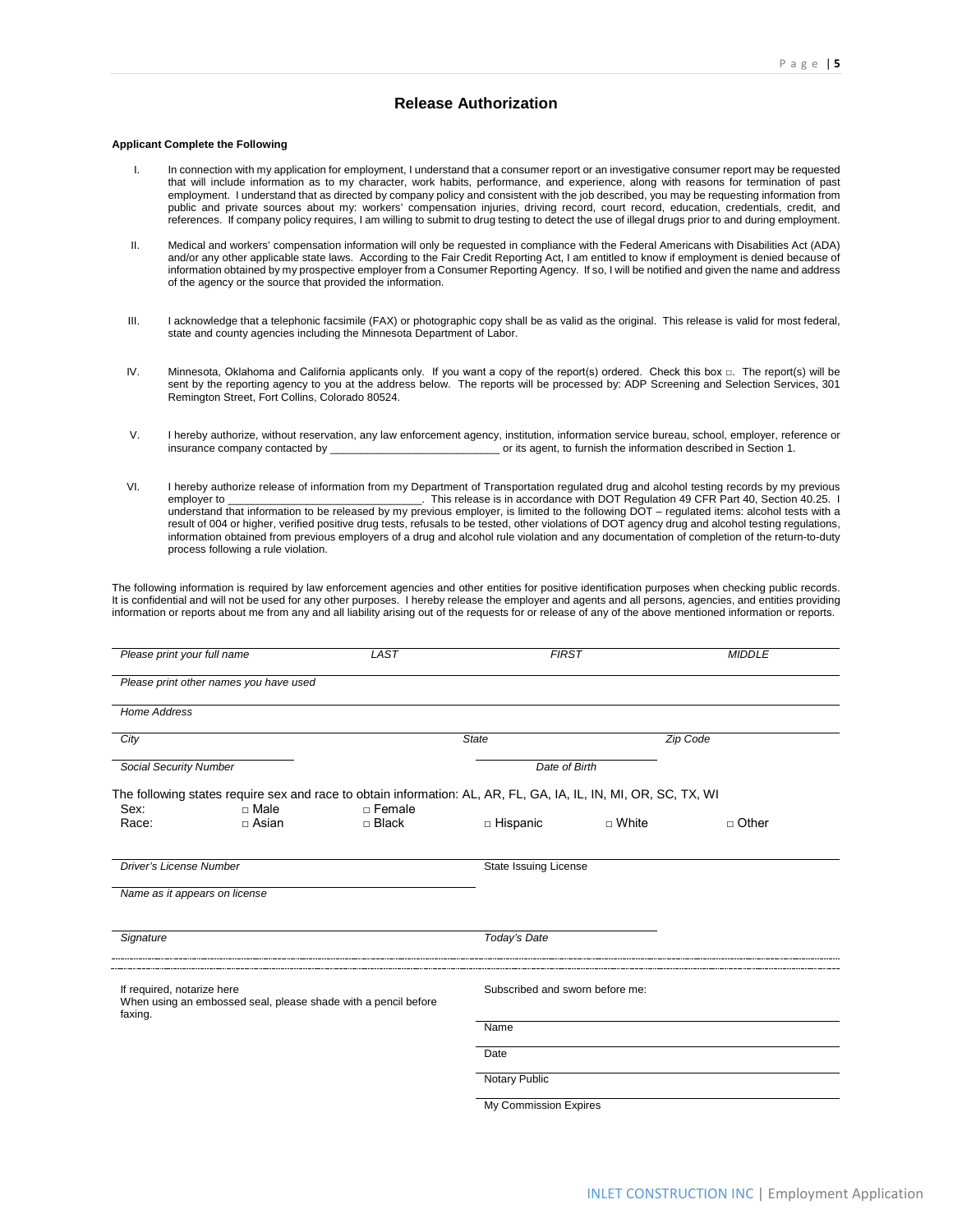## Release Authorization

**Applicant Complete the Following**

I. In connection with my application for employment, I understand that a consumer report or an investigative consumer report may be requested that will include information as to my character, work habits, performance, and experience, along with reasons for termination of past employment. I understand that as directed by company policy and consistent with the job described, you may be requesting information from public and private sources about my: workers' compensation injuries, driving record, court record, education, credentials, credit, and references. If company policy requires, I am willing to submit to drug testing to detect the use of illegal drugs prior to and during employment.

II. Medical and workers' compensation information will only be requested in compliance with the Federal Americans with Disabilities Act (ADA) and/or any other applicable state laws. According to the Fair Credit Reporting Act, I am entitled to know if employment is denied because of information obtained by my prospective employer from a Consumer Reporting Agency. If so, I will be notified and given the name and address of the agency or the source that provided the information.

III. I acknowledge that a telephonic facsimile (FAX) or photographic copy shall be as valid as the original. This release is valid for most federal, state and county agencies including the Minnesota Department of Labor.

IV. Minnesota, Oklahoma and California applicants only. If you want a copy of the report(s) ordered. Check this box □. The report(s) will be sent by the reporting agency to you at the address below. The reports will be processed by: ADP Screening and Selection Services, 301 Remington Street, Fort Collins, Colorado 80524.

V. I hereby authorize, without reservation, any law enforcement agency, institution, information service bureau, school, employer, reference or insurance company contacted by ____________________________ or its agent, to furnish the information described in Section 1.

VI. I hereby authorize release of information from my Department of Transportation regulated drug and alcohol testing records by my previous employer to _______________________________. This release is in accordance with DOT Regulation 49 CFR Part 40, Section 40.25. I understand that information to be released by my previous employer, is limited to the following DOT – regulated items: alcohol tests with a result of 004 or higher, verified positive drug tests, refusals to be tested, other violations of DOT agency drug and alcohol testing regulations, information obtained from previous employers of a drug and alcohol rule violation and any documentation of completion of the return-to-duty process following a rule violation.

The following information is required by law enforcement agencies and other entities for positive identification purposes when checking public records. It is confidential and will not be used for any other purposes. I hereby release the employer and agents and all persons, agencies, and entities providing information or reports about me from any and all liability arising out of the requests for or release of any of the above mentioned information or reports.

_Please print your full name_ _LAST_ _FIRST_ _MIDDLE_

_Please print other names you have used_

_Home Address_

_City_ _State_ _Zip Code_

_Social Security Number_ _Date of Birth_

The following states require sex and race to obtain information: AL, AR, FL, GA, IA, IL, IN, MI, OR, SC, TX, WI

Sex: □ Male □ Female

Race: □ Asian □ Black □ Hispanic □ White □ Other

_Driver's License Number_ State Issuing License

_Name as it appears on license_

_Signature_ _Today's Date_

---

If required, notarize here
When using an embossed seal, please shade with a pencil before faxing.

Subscribed and sworn before me:

Name

Date

Notary Public

My Commission Expires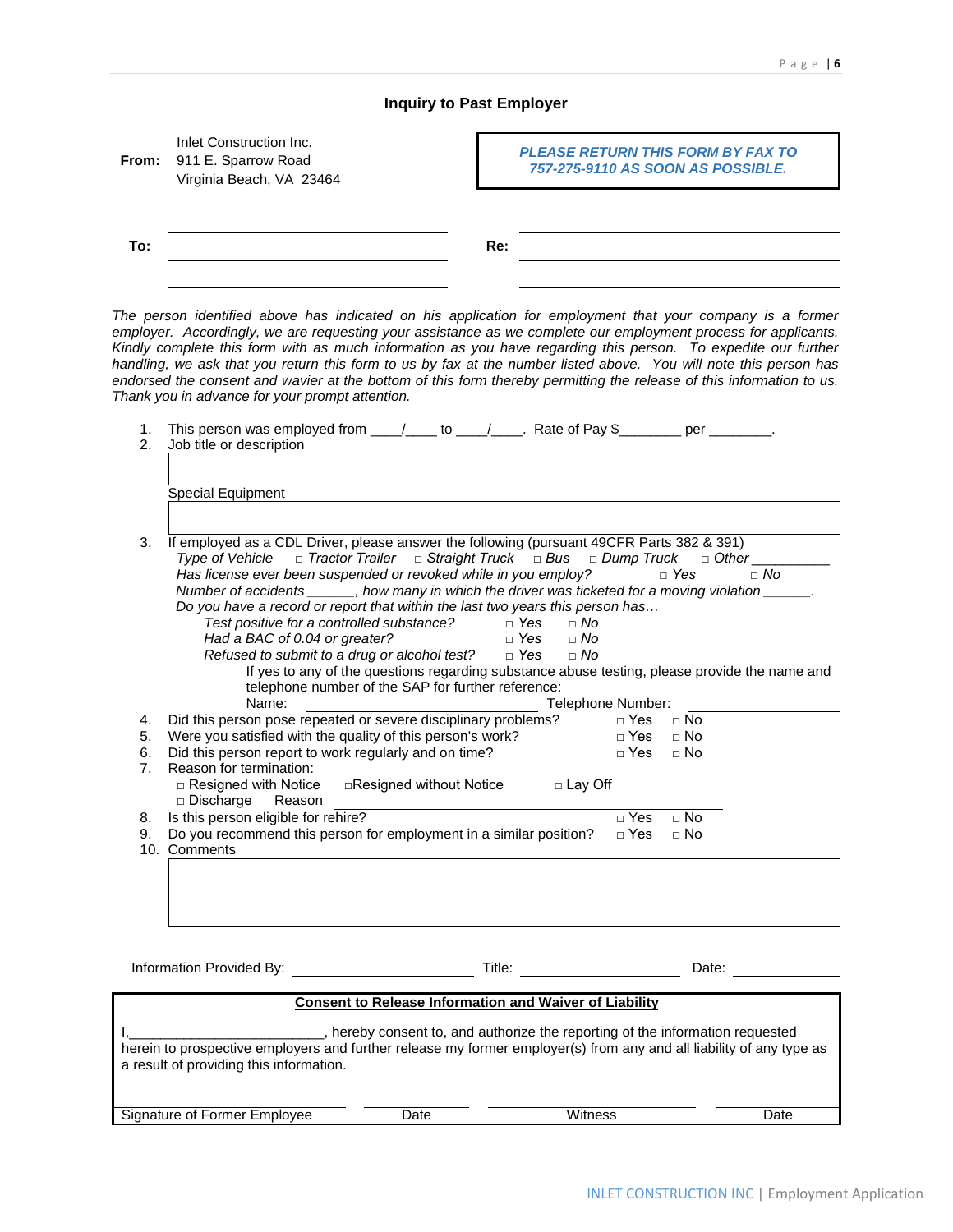## Inquiry to Past Employer

**From:** Inlet Construction Inc.
911 E. Sparrow Road
Virginia Beach, VA 23464

***PLEASE RETURN THIS FORM BY FAX TO 757-275-9110 AS SOON AS POSSIBLE.***

**To:** ______________________________ **Re:** ______________________________

*The person identified above has indicated on his application for employment that your company is a former employer. Accordingly, we are requesting your assistance as we complete our employment process for applicants. Kindly complete this form with as much information as you have regarding this person. To expedite our further handling, we ask that you return this form to us by fax at the number listed above. You will note this person has endorsed the consent and wavier at the bottom of this form thereby permitting the release of this information to us. Thank you in advance for your prompt attention.*

1. This person was employed from ____/____ to ____/____. Rate of Pay $________ per ________.
2. Job title or description

   Special Equipment

3. If employed as a CDL Driver, please answer the following (pursuant 49CFR Parts 382 & 391)
   *Type of Vehicle* □ *Tractor Trailer* □ *Straight Truck* □ *Bus* □ *Dump Truck* □ *Other* __________
   *Has license ever been suspended or revoked while in you employ?* □ *Yes* □ *No*
   *Number of accidents ______, how many in which the driver was ticketed for a moving violation ______.*
   *Do you have a record or report that within the last two years this person has…*
   *Test positive for a controlled substance?* □ *Yes* □ *No*
   *Had a BAC of 0.04 or greater?* □ *Yes* □ *No*
   *Refused to submit to a drug or alcohol test?* □ *Yes* □ *No*
   If yes to any of the questions regarding substance abuse testing, please provide the name and telephone number of the SAP for further reference:
   Name: ______________________ Telephone Number: ______________________
4. Did this person pose repeated or severe disciplinary problems? □ Yes □ No
5. Were you satisfied with the quality of this person's work? □ Yes □ No
6. Did this person report to work regularly and on time? □ Yes □ No
7. Reason for termination:
   □ Resigned with Notice □Resigned without Notice □ Lay Off
   □ Discharge Reason ______________________________
8. Is this person eligible for rehire? □ Yes □ No
9. Do you recommend this person for employment in a similar position? □ Yes □ No
10. Comments

Information Provided By: ______________________ Title: ______________________ Date: ____________

**Consent to Release Information and Waiver of Liability**

I,__________________________, hereby consent to, and authorize the reporting of the information requested herein to prospective employers and further release my former employer(s) from any and all liability of any type as a result of providing this information.

| Signature of Former Employee | Date | Witness | Date |
|---|---|---|---|